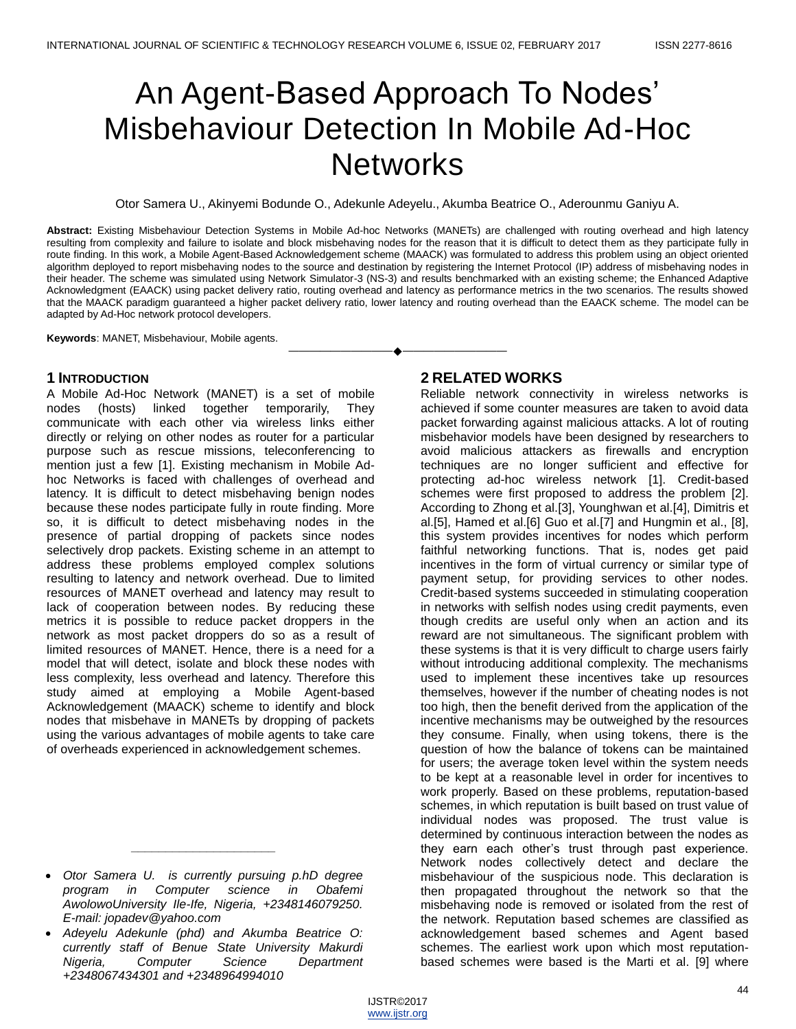# An Agent-Based Approach To Nodes' Misbehaviour Detection In Mobile Ad-Hoc Networks

Otor Samera U., Akinyemi Bodunde O., Adekunle Adeyelu., Akumba Beatrice O., Aderounmu Ganiyu A.

**Abstract:** Existing Misbehaviour Detection Systems in Mobile Ad-hoc Networks (MANETs) are challenged with routing overhead and high latency resulting from complexity and failure to isolate and block misbehaving nodes for the reason that it is difficult to detect them as they participate fully in route finding. In this work, a Mobile Agent-Based Acknowledgement scheme (MAACK) was formulated to address this problem using an object oriented algorithm deployed to report misbehaving nodes to the source and destination by registering the Internet Protocol (IP) address of misbehaving nodes in their header. The scheme was simulated using Network Simulator-3 (NS-3) and results benchmarked with an existing scheme; the Enhanced Adaptive Acknowledgment (EAACK) using packet delivery ratio, routing overhead and latency as performance metrics in the two scenarios. The results showed that the MAACK paradigm guaranteed a higher packet delivery ratio, lower latency and routing overhead than the EAACK scheme. The model can be adapted by Ad-Hoc network protocol developers.

**Keywords**: MANET, Misbehaviour, Mobile agents.

## 1 Introduction

A Mobile Ad-Hoc Network (MANET) is a set of mobile nodes (hosts) linked together temporarily, They communicate with each other via wireless links either directly or relying on other nodes as router for a particular purpose such as rescue missions, teleconferencing to mention just a few [1]. Existing mechanism in Mobile Ad-hoc Networks is faced with challenges of overhead and latency. It is difficult to detect misbehaving benign nodes because these nodes participate fully in route finding. More so, it is difficult to detect misbehaving nodes in the presence of partial dropping of packets since nodes selectively drop packets. Existing scheme in an attempt to address these problems employed complex solutions resulting to latency and network overhead. Due to limited resources of MANET overhead and latency may result to lack of cooperation between nodes. By reducing these metrics it is possible to reduce packet droppers in the network as most packet droppers do so as a result of limited resources of MANET. Hence, there is a need for a model that will detect, isolate and block these nodes with less complexity, less overhead and latency. Therefore this study aimed at employing a Mobile Agent-based Acknowledgement (MAACK) scheme to identify and block nodes that misbehave in MANETs by dropping of packets using the various advantages of mobile agents to take care of overheads experienced in acknowledgement schemes.

- *Otor Samera U. is currently pursuing p.hD degree program in Computer science in Obafemi AwolowoUniversity Ile-Ife, Nigeria, +2348146079250. E-mail: jopadev@yahoo.com*
- *Adeyelu Adekunle (phd) and Akumba Beatrice O: currently staff of Benue State University Makurdi Nigeria, Computer Science Department +2348067434301 and +2348964994010*

## 2 RELATED WORKS

Reliable network connectivity in wireless networks is achieved if some counter measures are taken to avoid data packet forwarding against malicious attacks. A lot of routing misbehavior models have been designed by researchers to avoid malicious attackers as firewalls and encryption techniques are no longer sufficient and effective for protecting ad-hoc wireless network [1]. Credit-based schemes were first proposed to address the problem [2]. According to Zhong et al.[3], Younghwan et al.[4], Dimitris et al.[5], Hamed et al.[6] Guo et al.[7] and Hungmin et al., [8], this system provides incentives for nodes which perform faithful networking functions. That is, nodes get paid incentives in the form of virtual currency or similar type of payment setup, for providing services to other nodes. Credit-based systems succeeded in stimulating cooperation in networks with selfish nodes using credit payments, even though credits are useful only when an action and its reward are not simultaneous. The significant problem with these systems is that it is very difficult to charge users fairly without introducing additional complexity. The mechanisms used to implement these incentives take up resources themselves, however if the number of cheating nodes is not too high, then the benefit derived from the application of the incentive mechanisms may be outweighed by the resources they consume. Finally, when using tokens, there is the question of how the balance of tokens can be maintained for users; the average token level within the system needs to be kept at a reasonable level in order for incentives to work properly. Based on these problems, reputation-based schemes, in which reputation is built based on trust value of individual nodes was proposed. The trust value is determined by continuous interaction between the nodes as they earn each other's trust through past experience. Network nodes collectively detect and declare the misbehaviour of the suspicious node. This declaration is then propagated throughout the network so that the misbehaving node is removed or isolated from the rest of the network. Reputation based schemes are classified as acknowledgement based schemes and Agent based schemes. The earliest work upon which most reputation-based schemes were based is the Marti et al. [9] where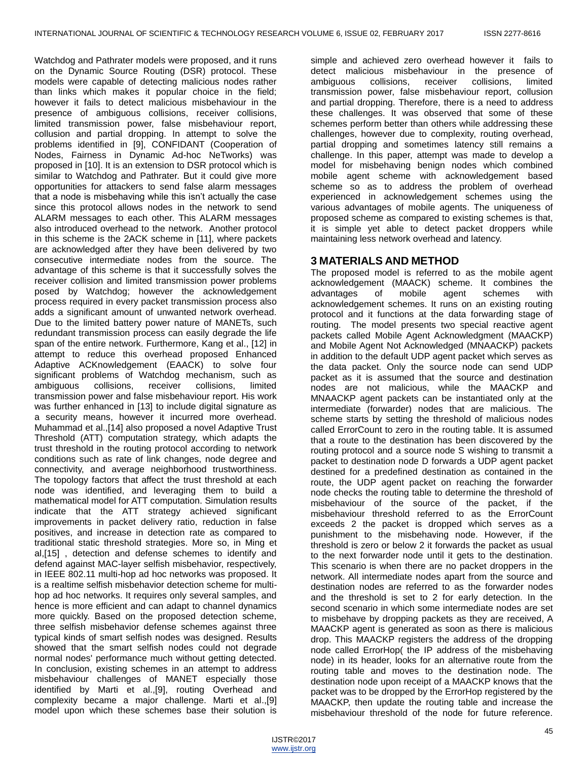Watchdog and Pathrater models were proposed, and it runs on the Dynamic Source Routing (DSR) protocol. These models were capable of detecting malicious nodes rather than links which makes it popular choice in the field; however it fails to detect malicious misbehaviour in the presence of ambiguous collisions, receiver collisions, limited transmission power, false misbehaviour report, collusion and partial dropping. In attempt to solve the problems identified in [9], CONFIDANT (Cooperation of Nodes, Fairness in Dynamic Ad-hoc NeTworks) was proposed in [10]. It is an extension to DSR protocol which is similar to Watchdog and Pathrater. But it could give more opportunities for attackers to send false alarm messages that a node is misbehaving while this isn't actually the case since this protocol allows nodes in the network to send ALARM messages to each other. This ALARM messages also introduced overhead to the network. Another protocol in this scheme is the 2ACK scheme in [11], where packets are acknowledged after they have been delivered by two consecutive intermediate nodes from the source. The advantage of this scheme is that it successfully solves the receiver collision and limited transmission power problems posed by Watchdog; however the acknowledgement process required in every packet transmission process also adds a significant amount of unwanted network overhead. Due to the limited battery power nature of MANETs, such redundant transmission process can easily degrade the life span of the entire network. Furthermore, Kang et al., [12] in attempt to reduce this overhead proposed Enhanced Adaptive ACKnowledgement (EAACK) to solve four significant problems of Watchdog mechanism, such as ambiguous collisions, receiver collisions, limited transmission power and false misbehaviour report. His work was further enhanced in [13] to include digital signature as a security means, however it incurred more overhead. Muhammad et al.,[14] also proposed a novel Adaptive Trust Threshold (ATT) computation strategy, which adapts the trust threshold in the routing protocol according to network conditions such as rate of link changes, node degree and connectivity, and average neighborhood trustworthiness. The topology factors that affect the trust threshold at each node was identified, and leveraging them to build a mathematical model for ATT computation. Simulation results indicate that the ATT strategy achieved significant improvements in packet delivery ratio, reduction in false positives, and increase in detection rate as compared to traditional static threshold strategies. More so, in Ming et al,[15] , detection and defense schemes to identify and defend against MAC-layer selfish misbehavior, respectively, in IEEE 802.11 multi-hop ad hoc networks was proposed. It is a realtime selfish misbehavior detection scheme for multi-hop ad hoc networks. It requires only several samples, and hence is more efficient and can adapt to channel dynamics more quickly. Based on the proposed detection scheme, three selfish misbehavior defense schemes against three typical kinds of smart selfish nodes was designed. Results showed that the smart selfish nodes could not degrade normal nodes' performance much without getting detected. In conclusion, existing schemes in an attempt to address misbehaviour challenges of MANET especially those identified by Marti et al.,[9], routing Overhead and complexity became a major challenge. Marti et al.,[9] model upon which these schemes base their solution is simple and achieved zero overhead however it fails to detect malicious misbehaviour in the presence of ambiguous collisions, receiver collisions, limited transmission power, false misbehaviour report, collusion and partial dropping. Therefore, there is a need to address these challenges. It was observed that some of these schemes perform better than others while addressing these challenges, however due to complexity, routing overhead, partial dropping and sometimes latency still remains a challenge. In this paper, attempt was made to develop a model for misbehaving benign nodes which combined mobile agent scheme with acknowledgement based scheme so as to address the problem of overhead experienced in acknowledgement schemes using the various advantages of mobile agents. The uniqueness of proposed scheme as compared to existing schemes is that, it is simple yet able to detect packet droppers while maintaining less network overhead and latency.

## 3 MATERIALS AND METHOD

The proposed model is referred to as the mobile agent acknowledgement (MAACK) scheme. It combines the advantages of mobile agent schemes with acknowledgement schemes. It runs on an existing routing protocol and it functions at the data forwarding stage of routing. The model presents two special reactive agent packets called Mobile Agent Acknowledgment (MAACKP) and Mobile Agent Not Acknowledged (MNAACKP) packets in addition to the default UDP agent packet which serves as the data packet. Only the source node can send UDP packet as it is assumed that the source and destination nodes are not malicious, while the MAACKP and MNAACKP agent packets can be instantiated only at the intermediate (forwarder) nodes that are malicious. The scheme starts by setting the threshold of malicious nodes called ErrorCount to zero in the routing table. It is assumed that a route to the destination has been discovered by the routing protocol and a source node S wishing to transmit a packet to destination node D forwards a UDP agent packet destined for a predefined destination as contained in the route, the UDP agent packet on reaching the forwarder node checks the routing table to determine the threshold of misbehaviour of the source of the packet, if the misbehaviour threshold referred to as the ErrorCount exceeds 2 the packet is dropped which serves as a punishment to the misbehaving node. However, if the threshold is zero or below 2 it forwards the packet as usual to the next forwarder node until it gets to the destination. This scenario is when there are no packet droppers in the network. All intermediate nodes apart from the source and destination nodes are referred to as the forwarder nodes and the threshold is set to 2 for early detection. In the second scenario in which some intermediate nodes are set to misbehave by dropping packets as they are received, A MAACKP agent is generated as soon as there is malicious drop. This MAACKP registers the address of the dropping node called ErrorHop( the IP address of the misbehaving node) in its header, looks for an alternative route from the routing table and moves to the destination node. The destination node upon receipt of a MAACKP knows that the packet was to be dropped by the ErrorHop registered by the MAACKP, then update the routing table and increase the misbehaviour threshold of the node for future reference.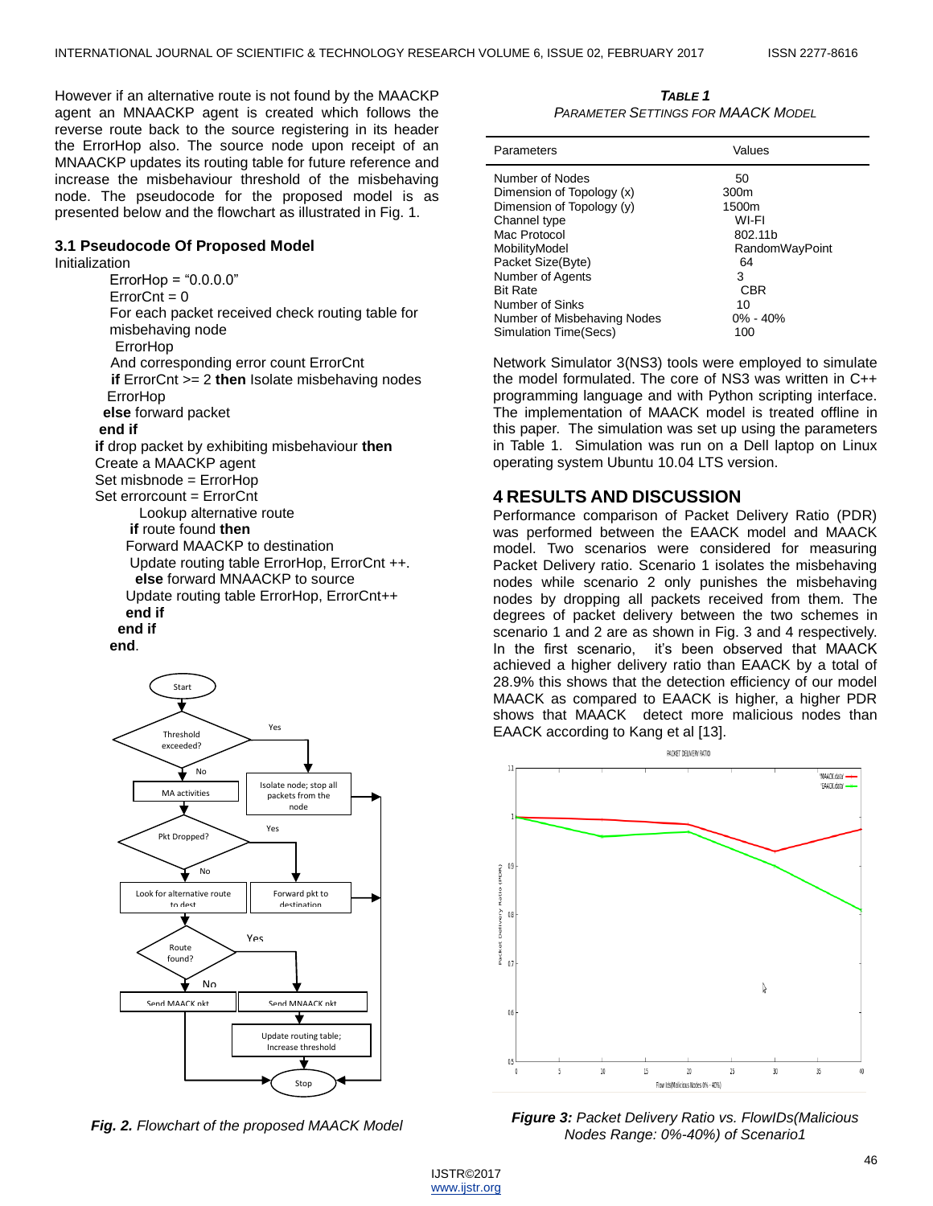However if an alternative route is not found by the MAACKP agent an MNAACKP agent is created which follows the reverse route back to the source registering in its header the ErrorHop also. The source node upon receipt of an MNAACKP updates its routing table for future reference and increase the misbehaviour threshold of the misbehaving node. The pseudocode for the proposed model is as presented below and the flowchart as illustrated in Fig. 1.

### 3.1 Pseudocode Of Proposed Model

Initialization

```
        ErrorHop = "0.0.0.0"
        ErrorCnt = 0
        For each packet received check routing table for
        misbehaving node
         ErrorHop
        And corresponding error count ErrorCnt
         if ErrorCnt >= 2 then Isolate misbehaving nodes
        ErrorHop
       else forward packet
      end if
     if drop packet by exhibiting misbehaviour then
     Create a MAACKP agent
     Set misbnode = ErrorHop
     Set errorcount = ErrorCnt
            Lookup alternative route
          if route found then
          Forward MAACKP to destination
           Update routing table ErrorHop, ErrorCnt ++.
            else forward MNAACKP to source
          Update routing table ErrorHop, ErrorCnt++
          end if
        end if
      end.
```

Start
Threshold exceeded?
Yes
No
MA activities
Isolate node; stop all packets from the node
Pkt Dropped?
Yes
No
Look for alternative route to dest
Forward pkt to destination
Route found?
Yes
No
Send MAACK pkt
Send MNAACK pkt
Update routing table; Increase threshold
Stop

***Fig. 2.*** *Flowchart of the proposed MAACK Model*

***Table 1***
*Parameter Settings for MAACK Model*

| Parameters | Values |
|---|---|
| Number of Nodes | 50 |
| Dimension of Topology (x) | 300m |
| Dimension of Topology (y) | 1500m |
| Channel type | WI-FI |
| Mac Protocol | 802.11b |
| MobilityModel | RandomWayPoint |
| Packet Size(Byte) | 64 |
| Number of Agents | 3 |
| Bit Rate | CBR |
| Number of Sinks | 10 |
| Number of Misbehaving Nodes | 0% - 40% |
| Simulation Time(Secs) | 100 |

Network Simulator 3(NS3) tools were employed to simulate the model formulated. The core of NS3 was written in C++ programming language and with Python scripting interface. The implementation of MAACK model is treated offline in this paper. The simulation was set up using the parameters in Table 1. Simulation was run on a Dell laptop on Linux operating system Ubuntu 10.04 LTS version.

## 4 RESULTS AND DISCUSSION

Performance comparison of Packet Delivery Ratio (PDR) was performed between the EAACK model and MAACK model. Two scenarios were considered for measuring Packet Delivery ratio. Scenario 1 isolates the misbehaving nodes while scenario 2 only punishes the misbehaving nodes by dropping all packets received from them. The degrees of packet delivery between the two schemes in scenario 1 and 2 are as shown in Fig. 3 and 4 respectively. In the first scenario, it's been observed that MAACK achieved a higher delivery ratio than EAACK by a total of 28.9% this shows that the detection efficiency of our model MAACK as compared to EAACK is higher, a higher PDR shows that MAACK detect more malicious nodes than EAACK according to Kang et al [13].

PACKET DELIVERY RATIO
'MAACK.data'
'EAACK.data'
Packet Delivery Ratio (PDR)
1.1
1
0.9
0.8
0.7
0.6
0.5
0
5
10
15
20
25
30
35
40
Flow Ids(Malicious Nodes 0% - 40%)

***Figure 3:*** *Packet Delivery Ratio vs. FlowIDs(Malicious Nodes Range: 0%-40%) of Scenario1*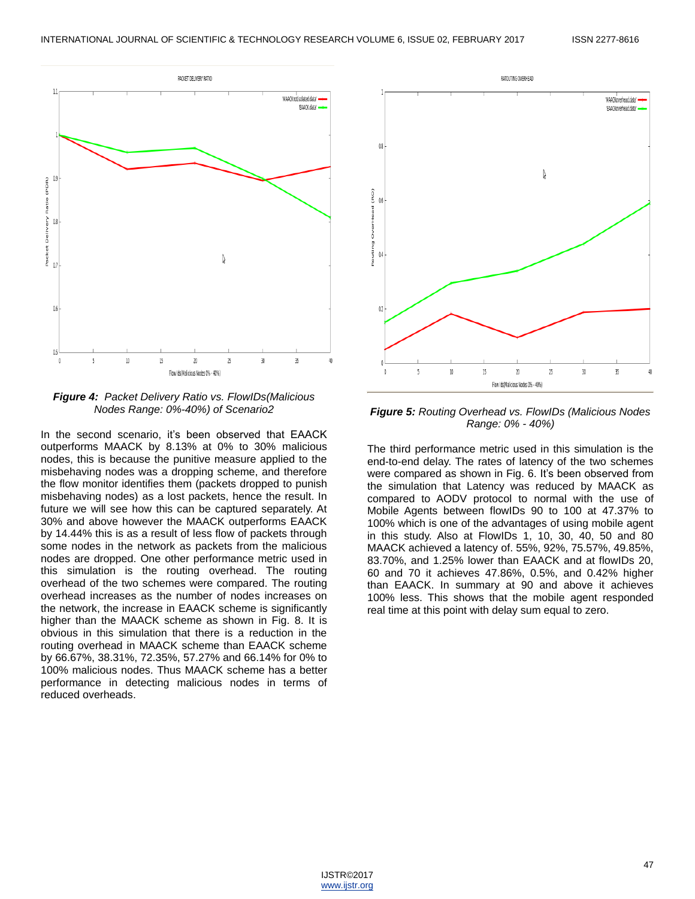*__Figure 4:__ Packet Delivery Ratio vs. FlowIDs(Malicious Nodes Range: 0%-40%) of Scenario2*

In the second scenario, it's been observed that EAACK outperforms MAACK by 8.13% at 0% to 30% malicious nodes, this is because the punitive measure applied to the misbehaving nodes was a dropping scheme, and therefore the flow monitor identifies them (packets dropped to punish misbehaving nodes) as a lost packets, hence the result. In future we will see how this can be captured separately. At 30% and above however the MAACK outperforms EAACK by 14.44% this is as a result of less flow of packets through some nodes in the network as packets from the malicious nodes are dropped. One other performance metric used in this simulation is the routing overhead. The routing overhead of the two schemes were compared. The routing overhead increases as the number of nodes increases on the network, the increase in EAACK scheme is significantly higher than the MAACK scheme as shown in Fig. 8. It is obvious in this simulation that there is a reduction in the routing overhead in MAACK scheme than EAACK scheme by 66.67%, 38.31%, 72.35%, 57.27% and 66.14% for 0% to 100% malicious nodes. Thus MAACK scheme has a better performance in detecting malicious nodes in terms of reduced overheads.

*__Figure 5:__ Routing Overhead vs. FlowIDs (Malicious Nodes Range: 0% - 40%)*

The third performance metric used in this simulation is the end-to-end delay. The rates of latency of the two schemes were compared as shown in Fig. 6. It's been observed from the simulation that Latency was reduced by MAACK as compared to AODV protocol to normal with the use of Mobile Agents between flowIDs 90 to 100 at 47.37% to 100% which is one of the advantages of using mobile agent in this study. Also at FlowIDs 1, 10, 30, 40, 50 and 80 MAACK achieved a latency of. 55%, 92%, 75.57%, 49.85%, 83.70%, and 1.25% lower than EAACK and at flowIDs 20, 60 and 70 it achieves 47.86%, 0.5%, and 0.42% higher than EAACK. In summary at 90 and above it achieves 100% less. This shows that the mobile agent responded real time at this point with delay sum equal to zero.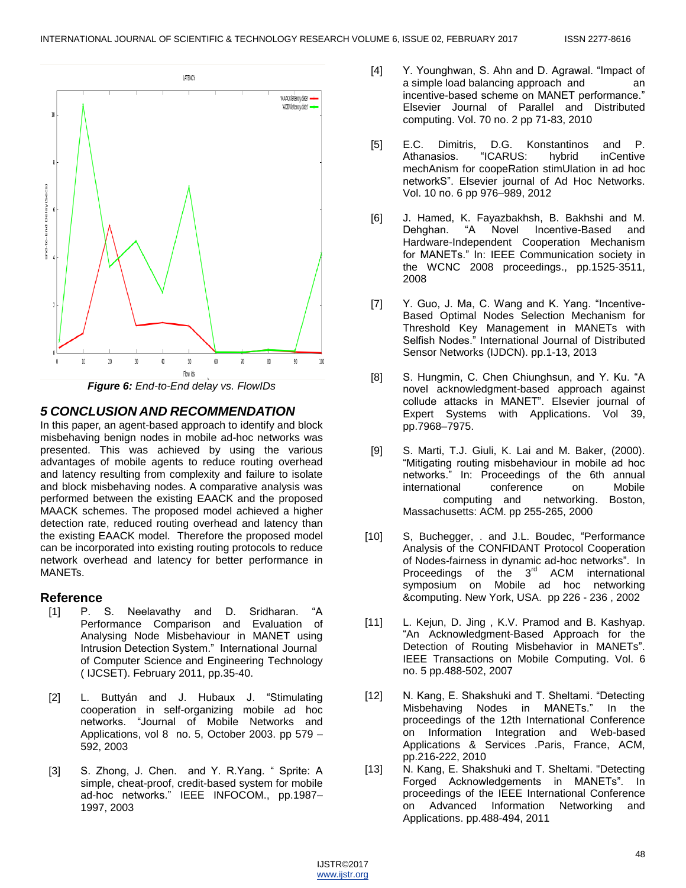LATENCY

'MAACKlatency.data'
'ACKlatency.data'

End-to-End Delay(secs)

0
2
4
6
8
10

0 10 20 30 40 50 60 70 80 90 100

Flow ids

***Figure 6:*** *End-to-End delay vs. FlowIDs*

## *5 CONCLUSION AND RECOMMENDATION*

In this paper, an agent-based approach to identify and block misbehaving benign nodes in mobile ad-hoc networks was presented. This was achieved by using the various advantages of mobile agents to reduce routing overhead and latency resulting from complexity and failure to isolate and block misbehaving nodes. A comparative analysis was performed between the existing EAACK and the proposed MAACK schemes. The proposed model achieved a higher detection rate, reduced routing overhead and latency than the existing EAACK model. Therefore the proposed model can be incorporated into existing routing protocols to reduce network overhead and latency for better performance in MANETs.

## Reference

[1] P. S. Neelavathy and D. Sridharan. "A Performance Comparison and Evaluation of Analysing Node Misbehaviour in MANET using Intrusion Detection System." International Journal of Computer Science and Engineering Technology ( IJCSET). February 2011, pp.35-40.

[2] L. Buttyán and J. Hubaux J. "Stimulating cooperation in self-organizing mobile ad hoc networks. "Journal of Mobile Networks and Applications, vol 8 no. 5, October 2003. pp 579 – 592, 2003

[3] S. Zhong, J. Chen. and Y. R.Yang. " Sprite: A simple, cheat-proof, credit-based system for mobile ad-hoc networks." IEEE INFOCOM., pp.1987–1997, 2003

[4] Y. Younghwan, S. Ahn and D. Agrawal. "Impact of a simple load balancing approach and an incentive-based scheme on MANET performance." Elsevier Journal of Parallel and Distributed computing. Vol. 70 no. 2 pp 71-83, 2010

[5] E.C. Dimitris, D.G. Konstantinos and P. Athanasios. "ICARUS: hybrid inCentive mechAnism for coopeRation stimUlation in ad hoc networkS". Elsevier journal of Ad Hoc Networks. Vol. 10 no. 6 pp 976–989, 2012

[6] J. Hamed, K. Fayazbakhsh, B. Bakhshi and M. Dehghan. "A Novel Incentive-Based and Hardware-Independent Cooperation Mechanism for MANETs." In: IEEE Communication society in the WCNC 2008 proceedings., pp.1525-3511, 2008

[7] Y. Guo, J. Ma, C. Wang and K. Yang. "Incentive-Based Optimal Nodes Selection Mechanism for Threshold Key Management in MANETs with Selfish Nodes." International Journal of Distributed Sensor Networks (IJDCN). pp.1-13, 2013

[8] S. Hungmin, C. Chen Chiunghsun, and Y. Ku. "A novel acknowledgment-based approach against collude attacks in MANET". Elsevier journal of Expert Systems with Applications. Vol 39, pp.7968–7975.

[9] S. Marti, T.J. Giuli, K. Lai and M. Baker, (2000). "Mitigating routing misbehaviour in mobile ad hoc networks." In: Proceedings of the 6th annual international conference on Mobile computing and networking. Boston, Massachusetts: ACM. pp 255-265, 2000

[10] S, Buchegger, . and J.L. Boudec, "Performance Analysis of the CONFIDANT Protocol Cooperation of Nodes-fairness in dynamic ad-hoc networks". In Proceedings of the 3rd ACM international symposium on Mobile ad hoc networking &computing. New York, USA. pp 226 - 236 , 2002

[11] L. Kejun, D. Jing , K.V. Pramod and B. Kashyap. "An Acknowledgment-Based Approach for the Detection of Routing Misbehavior in MANETs". IEEE Transactions on Mobile Computing. Vol. 6 no. 5 pp.488-502, 2007

[12] N. Kang, E. Shakshuki and T. Sheltami. "Detecting Misbehaving Nodes in MANETs." In the proceedings of the 12th International Conference on Information Integration and Web-based Applications & Services .Paris, France, ACM, pp.216-222, 2010

[13] N. Kang, E. Shakshuki and T. Sheltami. "Detecting Forged Acknowledgements in MANETs". In proceedings of the IEEE International Conference on Advanced Information Networking and Applications. pp.488-494, 2011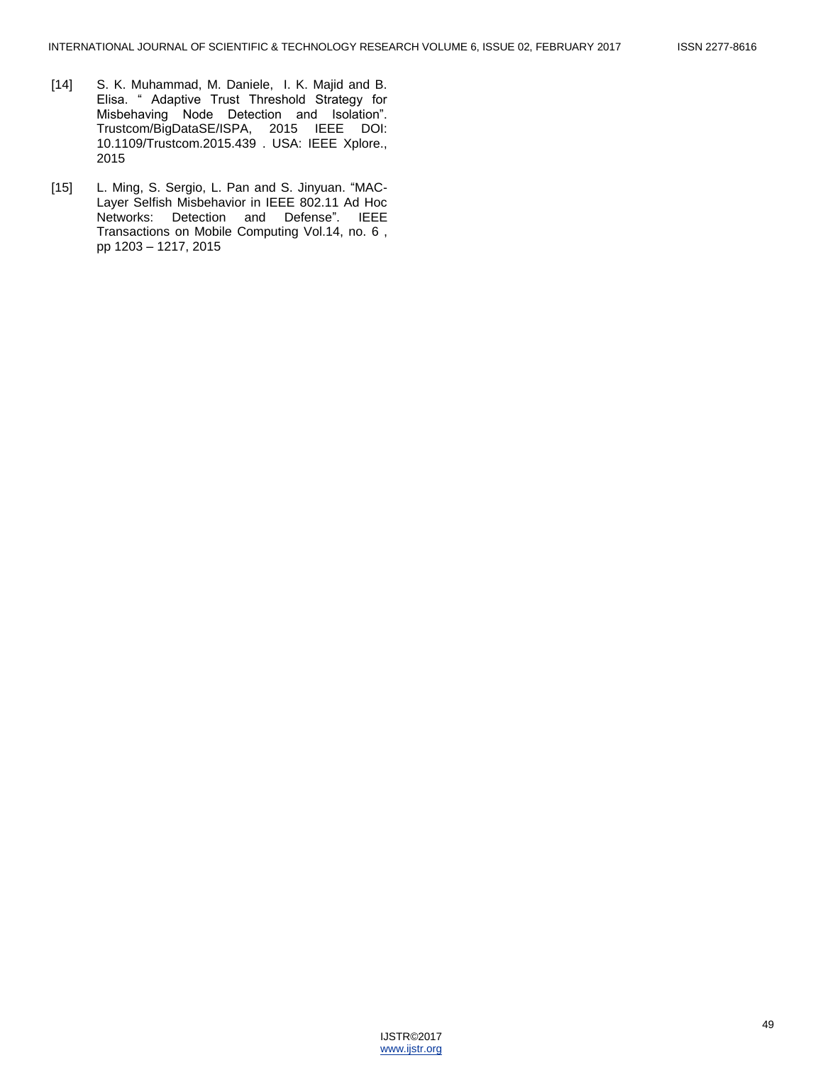[14] S. K. Muhammad, M. Daniele, I. K. Majid and B. Elisa. " Adaptive Trust Threshold Strategy for Misbehaving Node Detection and Isolation". Trustcom/BigDataSE/ISPA, 2015 IEEE DOI: 10.1109/Trustcom.2015.439 . USA: IEEE Xplore., 2015

[15] L. Ming, S. Sergio, L. Pan and S. Jinyuan. "MAC-Layer Selfish Misbehavior in IEEE 802.11 Ad Hoc Networks: Detection and Defense". IEEE Transactions on Mobile Computing Vol.14, no. 6 , pp 1203 – 1217, 2015